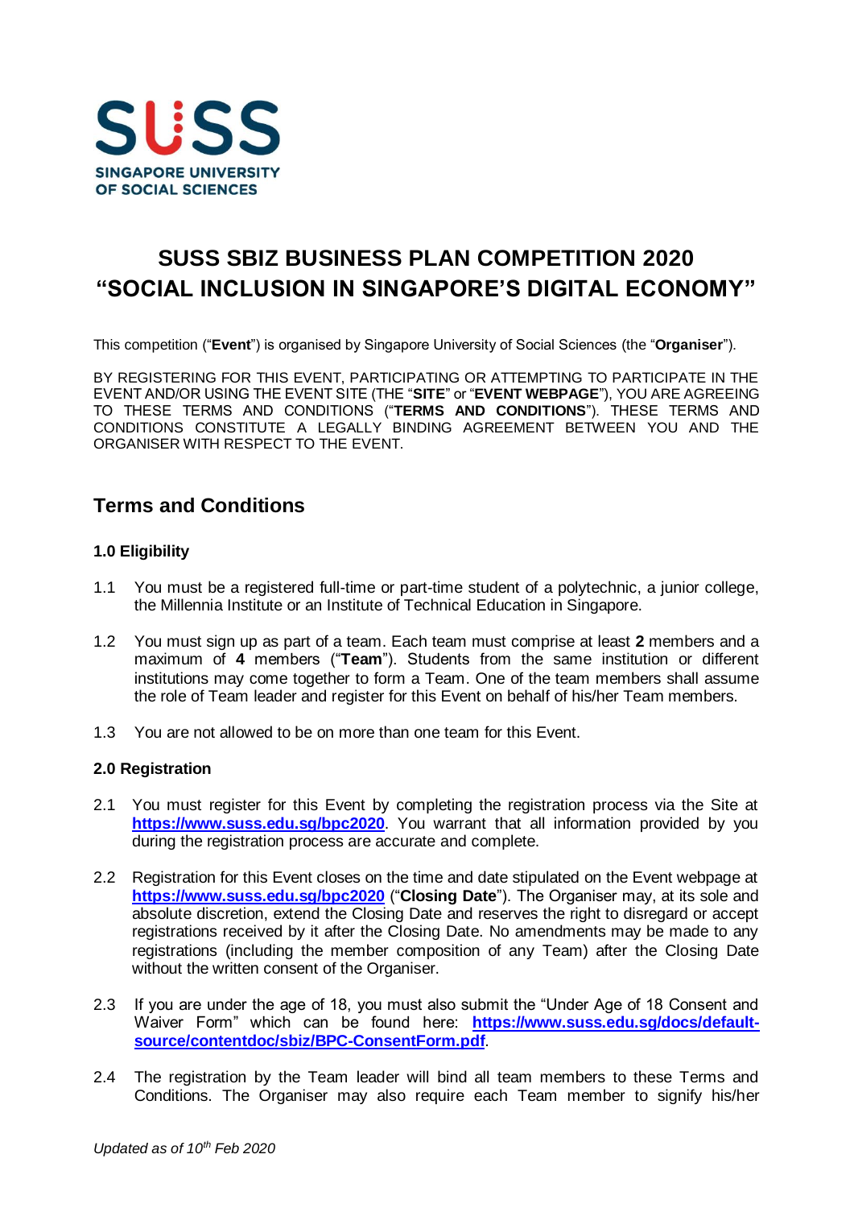SUSS

SINGAPORE UNIVERSITY OF SOCIAL SCIENCES

# SUSS SBIZ BUSINESS PLAN COMPETITION 2020 "SOCIAL INCLUSION IN SINGAPORE'S DIGITAL ECONOMY"

This competition ("**Event**") is organised by Singapore University of Social Sciences (the "**Organiser**").

BY REGISTERING FOR THIS EVENT, PARTICIPATING OR ATTEMPTING TO PARTICIPATE IN THE EVENT AND/OR USING THE EVENT SITE (THE "**SITE**" or "**EVENT WEBPAGE**"), YOU ARE AGREEING TO THESE TERMS AND CONDITIONS ("**TERMS AND CONDITIONS**"). THESE TERMS AND CONDITIONS CONSTITUTE A LEGALLY BINDING AGREEMENT BETWEEN YOU AND THE ORGANISER WITH RESPECT TO THE EVENT.

## Terms and Conditions

### 1.0 Eligibility

1.1 You must be a registered full-time or part-time student of a polytechnic, a junior college, the Millennia Institute or an Institute of Technical Education in Singapore.

1.2 You must sign up as part of a team. Each team must comprise at least **2** members and a maximum of **4** members ("**Team**"). Students from the same institution or different institutions may come together to form a Team. One of the team members shall assume the role of Team leader and register for this Event on behalf of his/her Team members.

1.3 You are not allowed to be on more than one team for this Event.

### 2.0 Registration

2.1 You must register for this Event by completing the registration process via the Site at **https://www.suss.edu.sg/bpc2020**. You warrant that all information provided by you during the registration process are accurate and complete.

2.2 Registration for this Event closes on the time and date stipulated on the Event webpage at **https://www.suss.edu.sg/bpc2020** ("**Closing Date**"). The Organiser may, at its sole and absolute discretion, extend the Closing Date and reserves the right to disregard or accept registrations received by it after the Closing Date. No amendments may be made to any registrations (including the member composition of any Team) after the Closing Date without the written consent of the Organiser.

2.3 If you are under the age of 18, you must also submit the "Under Age of 18 Consent and Waiver Form" which can be found here: **https://www.suss.edu.sg/docs/default-source/contentdoc/sbiz/BPC-ConsentForm.pdf**.

2.4 The registration by the Team leader will bind all team members to these Terms and Conditions. The Organiser may also require each Team member to signify his/her

*Updated as of 10th Feb 2020*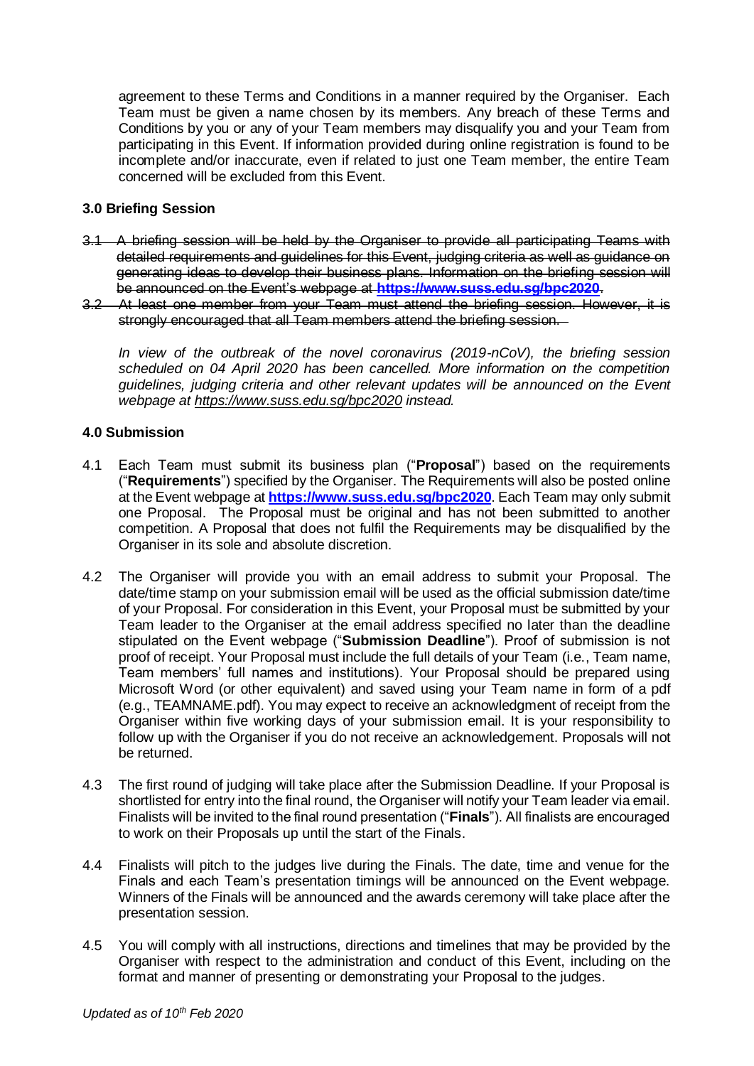agreement to these Terms and Conditions in a manner required by the Organiser. Each Team must be given a name chosen by its members. Any breach of these Terms and Conditions by you or any of your Team members may disqualify you and your Team from participating in this Event. If information provided during online registration is found to be incomplete and/or inaccurate, even if related to just one Team member, the entire Team concerned will be excluded from this Event.

### 3.0 Briefing Session

~~3.1 A briefing session will be held by the Organiser to provide all participating Teams with detailed requirements and guidelines for this Event, judging criteria as well as guidance on generating ideas to develop their business plans. Information on the briefing session will be announced on the Event's webpage at **https://www.suss.edu.sg/bpc2020**.~~

~~3.2 At least one member from your Team must attend the briefing session. However, it is strongly encouraged that all Team members attend the briefing session.~~

*In view of the outbreak of the novel coronavirus (2019-nCoV), the briefing session scheduled on 04 April 2020 has been cancelled. More information on the competition guidelines, judging criteria and other relevant updates will be announced on the Event webpage at https://www.suss.edu.sg/bpc2020 instead.*

### 4.0 Submission

4.1 Each Team must submit its business plan ("**Proposal**") based on the requirements ("**Requirements**") specified by the Organiser. The Requirements will also be posted online at the Event webpage at **https://www.suss.edu.sg/bpc2020**. Each Team may only submit one Proposal. The Proposal must be original and has not been submitted to another competition. A Proposal that does not fulfil the Requirements may be disqualified by the Organiser in its sole and absolute discretion.

4.2 The Organiser will provide you with an email address to submit your Proposal. The date/time stamp on your submission email will be used as the official submission date/time of your Proposal. For consideration in this Event, your Proposal must be submitted by your Team leader to the Organiser at the email address specified no later than the deadline stipulated on the Event webpage ("**Submission Deadline**"). Proof of submission is not proof of receipt. Your Proposal must include the full details of your Team (i.e., Team name, Team members' full names and institutions). Your Proposal should be prepared using Microsoft Word (or other equivalent) and saved using your Team name in form of a pdf (e.g., TEAMNAME.pdf). You may expect to receive an acknowledgment of receipt from the Organiser within five working days of your submission email. It is your responsibility to follow up with the Organiser if you do not receive an acknowledgement. Proposals will not be returned.

4.3 The first round of judging will take place after the Submission Deadline. If your Proposal is shortlisted for entry into the final round, the Organiser will notify your Team leader via email. Finalists will be invited to the final round presentation ("**Finals**"). All finalists are encouraged to work on their Proposals up until the start of the Finals.

4.4 Finalists will pitch to the judges live during the Finals. The date, time and venue for the Finals and each Team's presentation timings will be announced on the Event webpage. Winners of the Finals will be announced and the awards ceremony will take place after the presentation session.

4.5 You will comply with all instructions, directions and timelines that may be provided by the Organiser with respect to the administration and conduct of this Event, including on the format and manner of presenting or demonstrating your Proposal to the judges.

*Updated as of 10th Feb 2020*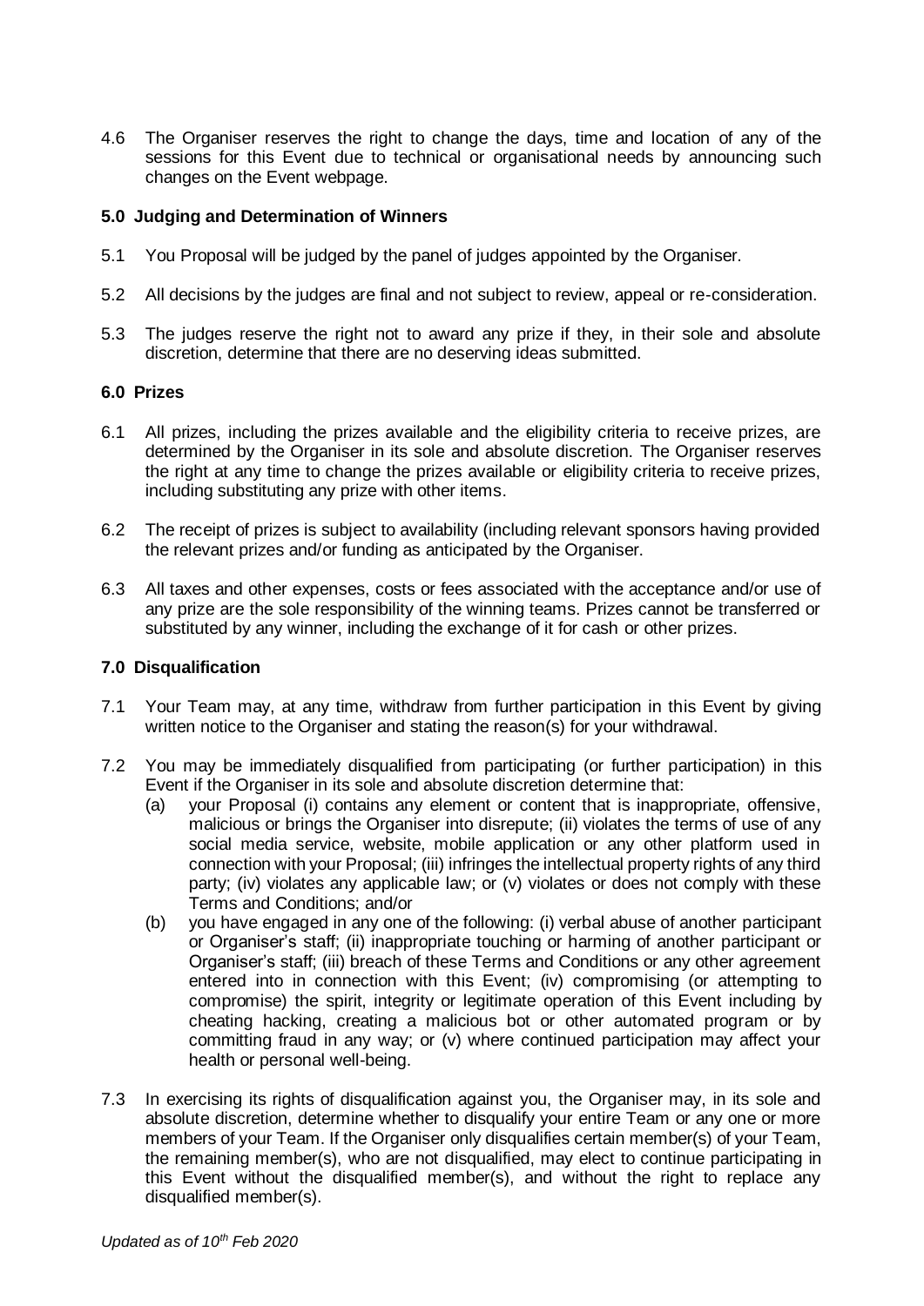4.6 The Organiser reserves the right to change the days, time and location of any of the sessions for this Event due to technical or organisational needs by announcing such changes on the Event webpage.

### 5.0 Judging and Determination of Winners

5.1 You Proposal will be judged by the panel of judges appointed by the Organiser.

5.2 All decisions by the judges are final and not subject to review, appeal or re-consideration.

5.3 The judges reserve the right not to award any prize if they, in their sole and absolute discretion, determine that there are no deserving ideas submitted.

### 6.0 Prizes

6.1 All prizes, including the prizes available and the eligibility criteria to receive prizes, are determined by the Organiser in its sole and absolute discretion. The Organiser reserves the right at any time to change the prizes available or eligibility criteria to receive prizes, including substituting any prize with other items.

6.2 The receipt of prizes is subject to availability (including relevant sponsors having provided the relevant prizes and/or funding as anticipated by the Organiser.

6.3 All taxes and other expenses, costs or fees associated with the acceptance and/or use of any prize are the sole responsibility of the winning teams. Prizes cannot be transferred or substituted by any winner, including the exchange of it for cash or other prizes.

### 7.0 Disqualification

7.1 Your Team may, at any time, withdraw from further participation in this Event by giving written notice to the Organiser and stating the reason(s) for your withdrawal.

7.2 You may be immediately disqualified from participating (or further participation) in this Event if the Organiser in its sole and absolute discretion determine that:

(a) your Proposal (i) contains any element or content that is inappropriate, offensive, malicious or brings the Organiser into disrepute; (ii) violates the terms of use of any social media service, website, mobile application or any other platform used in connection with your Proposal; (iii) infringes the intellectual property rights of any third party; (iv) violates any applicable law; or (v) violates or does not comply with these Terms and Conditions; and/or

(b) you have engaged in any one of the following: (i) verbal abuse of another participant or Organiser's staff; (ii) inappropriate touching or harming of another participant or Organiser's staff; (iii) breach of these Terms and Conditions or any other agreement entered into in connection with this Event; (iv) compromising (or attempting to compromise) the spirit, integrity or legitimate operation of this Event including by cheating hacking, creating a malicious bot or other automated program or by committing fraud in any way; or (v) where continued participation may affect your health or personal well-being.

7.3 In exercising its rights of disqualification against you, the Organiser may, in its sole and absolute discretion, determine whether to disqualify your entire Team or any one or more members of your Team. If the Organiser only disqualifies certain member(s) of your Team, the remaining member(s), who are not disqualified, may elect to continue participating in this Event without the disqualified member(s), and without the right to replace any disqualified member(s).

*Updated as of 10th Feb 2020*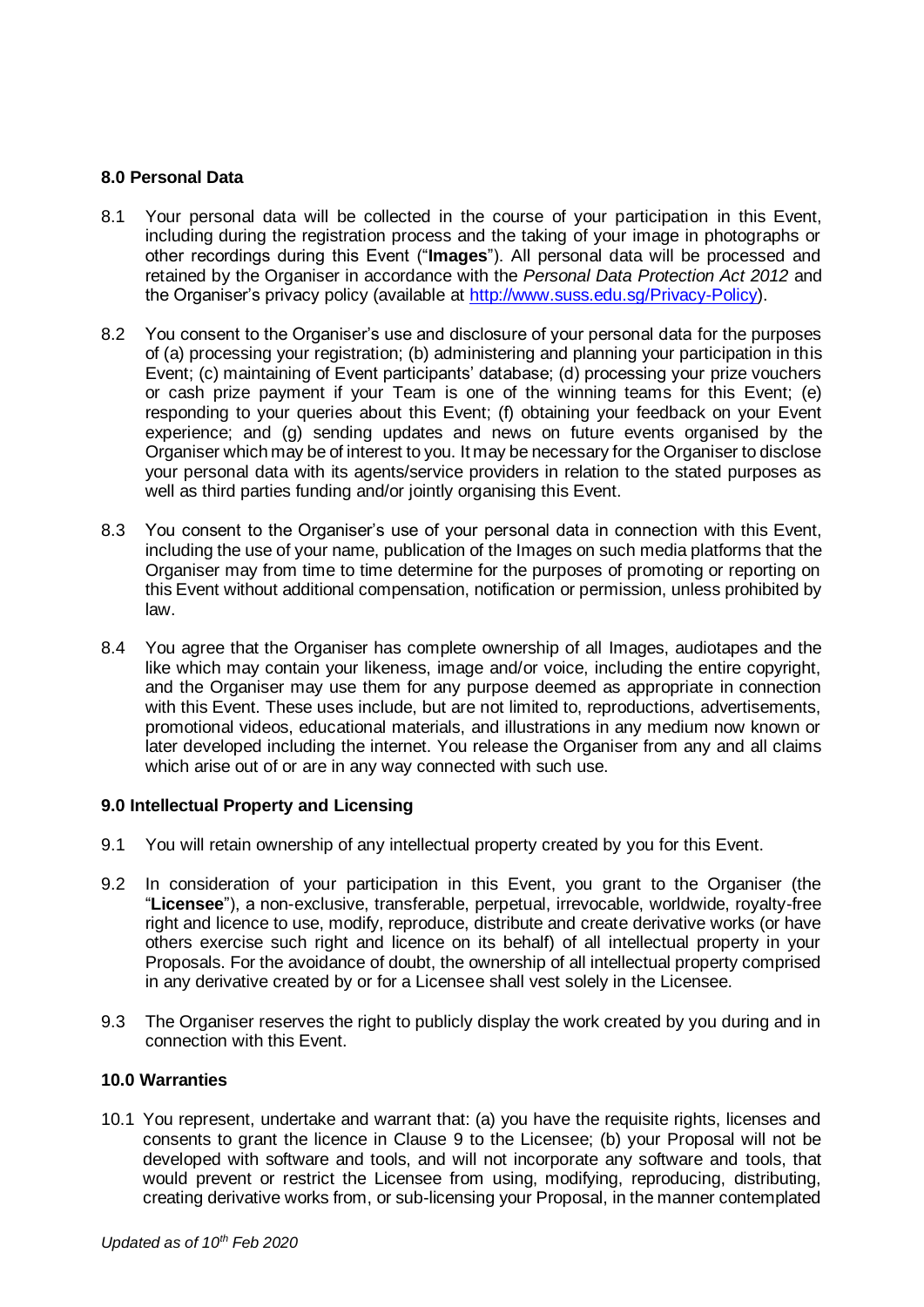### **8.0 Personal Data**

8.1 Your personal data will be collected in the course of your participation in this Event, including during the registration process and the taking of your image in photographs or other recordings during this Event ("**Images**"). All personal data will be processed and retained by the Organiser in accordance with the *Personal Data Protection Act 2012* and the Organiser's privacy policy (available at [http://www.suss.edu.sg/Privacy-Policy](http://www.suss.edu.sg/Privacy-Policy)).

8.2 You consent to the Organiser's use and disclosure of your personal data for the purposes of (a) processing your registration; (b) administering and planning your participation in this Event; (c) maintaining of Event participants' database; (d) processing your prize vouchers or cash prize payment if your Team is one of the winning teams for this Event; (e) responding to your queries about this Event; (f) obtaining your feedback on your Event experience; and (g) sending updates and news on future events organised by the Organiser which may be of interest to you. It may be necessary for the Organiser to disclose your personal data with its agents/service providers in relation to the stated purposes as well as third parties funding and/or jointly organising this Event.

8.3 You consent to the Organiser's use of your personal data in connection with this Event, including the use of your name, publication of the Images on such media platforms that the Organiser may from time to time determine for the purposes of promoting or reporting on this Event without additional compensation, notification or permission, unless prohibited by law.

8.4 You agree that the Organiser has complete ownership of all Images, audiotapes and the like which may contain your likeness, image and/or voice, including the entire copyright, and the Organiser may use them for any purpose deemed as appropriate in connection with this Event. These uses include, but are not limited to, reproductions, advertisements, promotional videos, educational materials, and illustrations in any medium now known or later developed including the internet. You release the Organiser from any and all claims which arise out of or are in any way connected with such use.

### **9.0 Intellectual Property and Licensing**

9.1 You will retain ownership of any intellectual property created by you for this Event.

9.2 In consideration of your participation in this Event, you grant to the Organiser (the "**Licensee**"), a non-exclusive, transferable, perpetual, irrevocable, worldwide, royalty-free right and licence to use, modify, reproduce, distribute and create derivative works (or have others exercise such right and licence on its behalf) of all intellectual property in your Proposals. For the avoidance of doubt, the ownership of all intellectual property comprised in any derivative created by or for a Licensee shall vest solely in the Licensee.

9.3 The Organiser reserves the right to publicly display the work created by you during and in connection with this Event.

### **10.0 Warranties**

10.1 You represent, undertake and warrant that: (a) you have the requisite rights, licenses and consents to grant the licence in Clause 9 to the Licensee; (b) your Proposal will not be developed with software and tools, and will not incorporate any software and tools, that would prevent or restrict the Licensee from using, modifying, reproducing, distributing, creating derivative works from, or sub-licensing your Proposal, in the manner contemplated

*Updated as of 10th Feb 2020*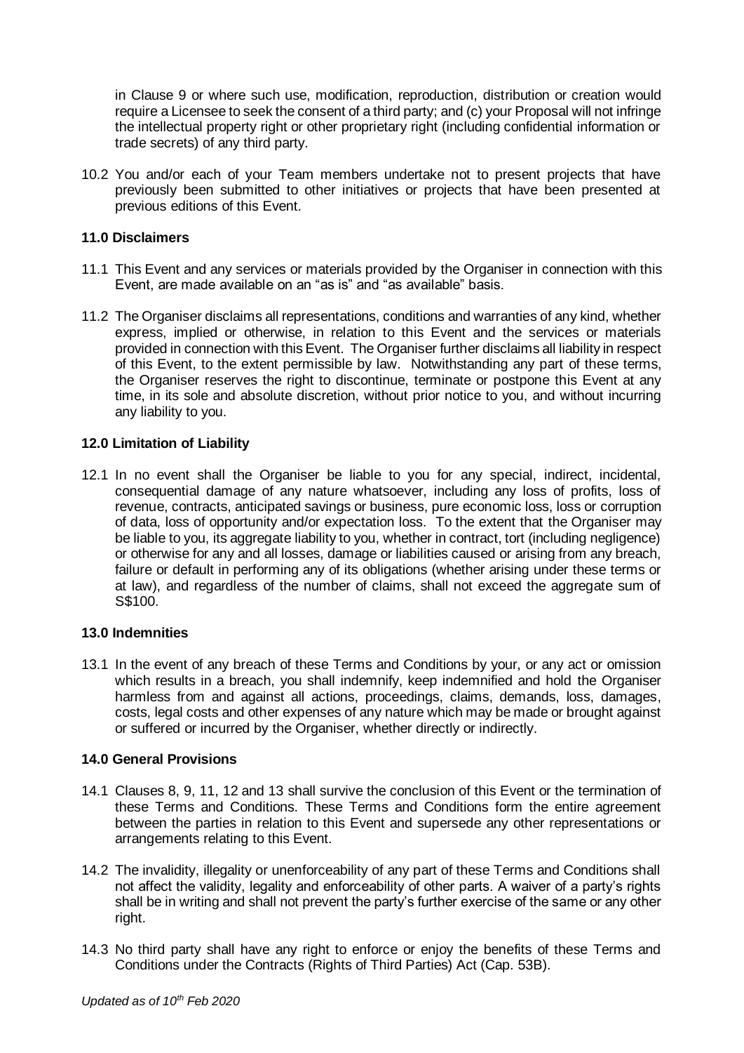in Clause 9 or where such use, modification, reproduction, distribution or creation would require a Licensee to seek the consent of a third party; and (c) your Proposal will not infringe the intellectual property right or other proprietary right (including confidential information or trade secrets) of any third party.

10.2 You and/or each of your Team members undertake not to present projects that have previously been submitted to other initiatives or projects that have been presented at previous editions of this Event.

**11.0 Disclaimers**

11.1 This Event and any services or materials provided by the Organiser in connection with this Event, are made available on an "as is" and "as available" basis.

11.2 The Organiser disclaims all representations, conditions and warranties of any kind, whether express, implied or otherwise, in relation to this Event and the services or materials provided in connection with this Event. The Organiser further disclaims all liability in respect of this Event, to the extent permissible by law. Notwithstanding any part of these terms, the Organiser reserves the right to discontinue, terminate or postpone this Event at any time, in its sole and absolute discretion, without prior notice to you, and without incurring any liability to you.

**12.0 Limitation of Liability**

12.1 In no event shall the Organiser be liable to you for any special, indirect, incidental, consequential damage of any nature whatsoever, including any loss of profits, loss of revenue, contracts, anticipated savings or business, pure economic loss, loss or corruption of data, loss of opportunity and/or expectation loss. To the extent that the Organiser may be liable to you, its aggregate liability to you, whether in contract, tort (including negligence) or otherwise for any and all losses, damage or liabilities caused or arising from any breach, failure or default in performing any of its obligations (whether arising under these terms or at law), and regardless of the number of claims, shall not exceed the aggregate sum of S$100.

**13.0 Indemnities**

13.1 In the event of any breach of these Terms and Conditions by your, or any act or omission which results in a breach, you shall indemnify, keep indemnified and hold the Organiser harmless from and against all actions, proceedings, claims, demands, loss, damages, costs, legal costs and other expenses of any nature which may be made or brought against or suffered or incurred by the Organiser, whether directly or indirectly.

**14.0 General Provisions**

14.1 Clauses 8, 9, 11, 12 and 13 shall survive the conclusion of this Event or the termination of these Terms and Conditions. These Terms and Conditions form the entire agreement between the parties in relation to this Event and supersede any other representations or arrangements relating to this Event.

14.2 The invalidity, illegality or unenforceability of any part of these Terms and Conditions shall not affect the validity, legality and enforceability of other parts. A waiver of a party's rights shall be in writing and shall not prevent the party's further exercise of the same or any other right.

14.3 No third party shall have any right to enforce or enjoy the benefits of these Terms and Conditions under the Contracts (Rights of Third Parties) Act (Cap. 53B).

*Updated as of 10th Feb 2020*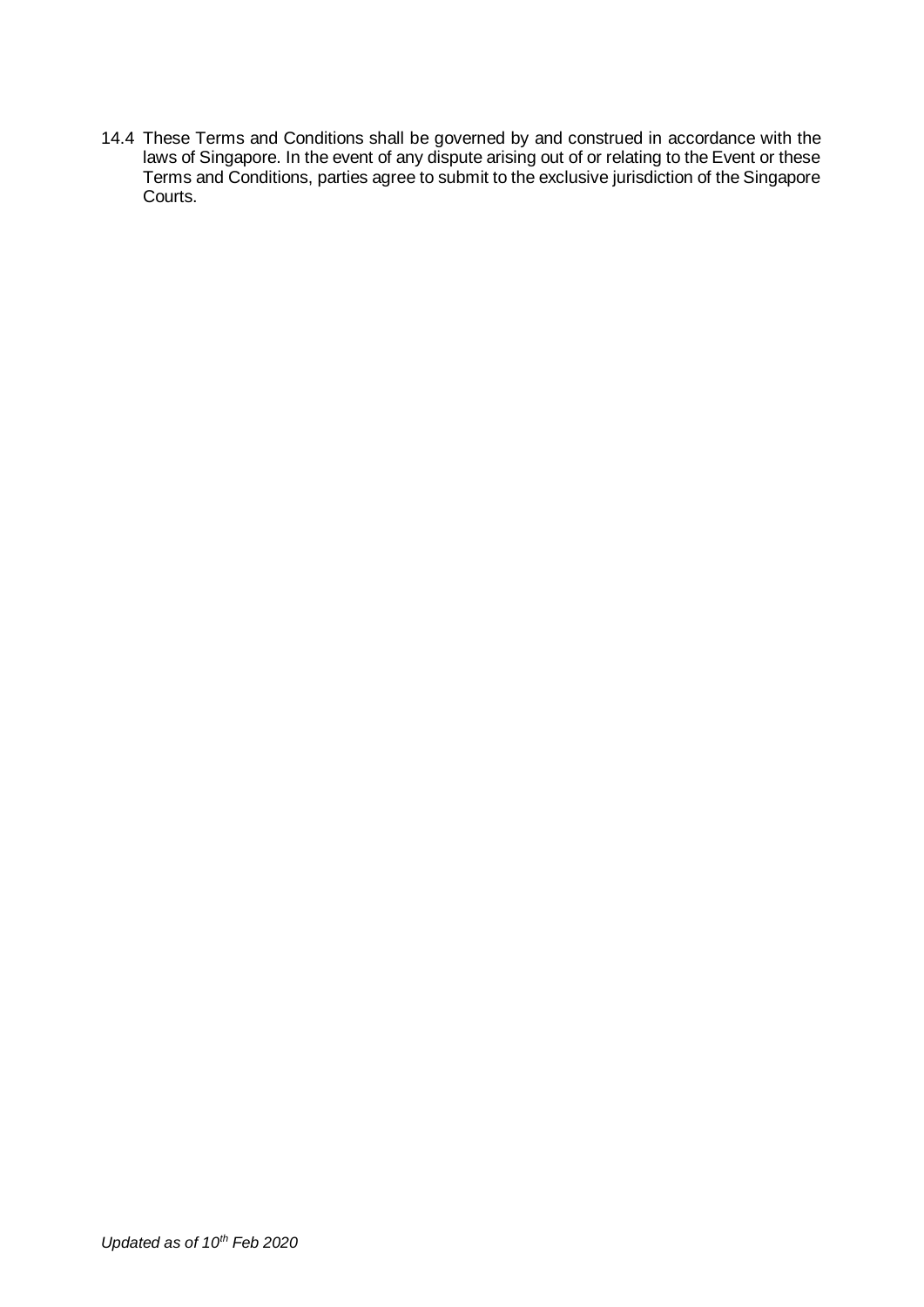14.4 These Terms and Conditions shall be governed by and construed in accordance with the laws of Singapore. In the event of any dispute arising out of or relating to the Event or these Terms and Conditions, parties agree to submit to the exclusive jurisdiction of the Singapore Courts.

*Updated as of 10th Feb 2020*